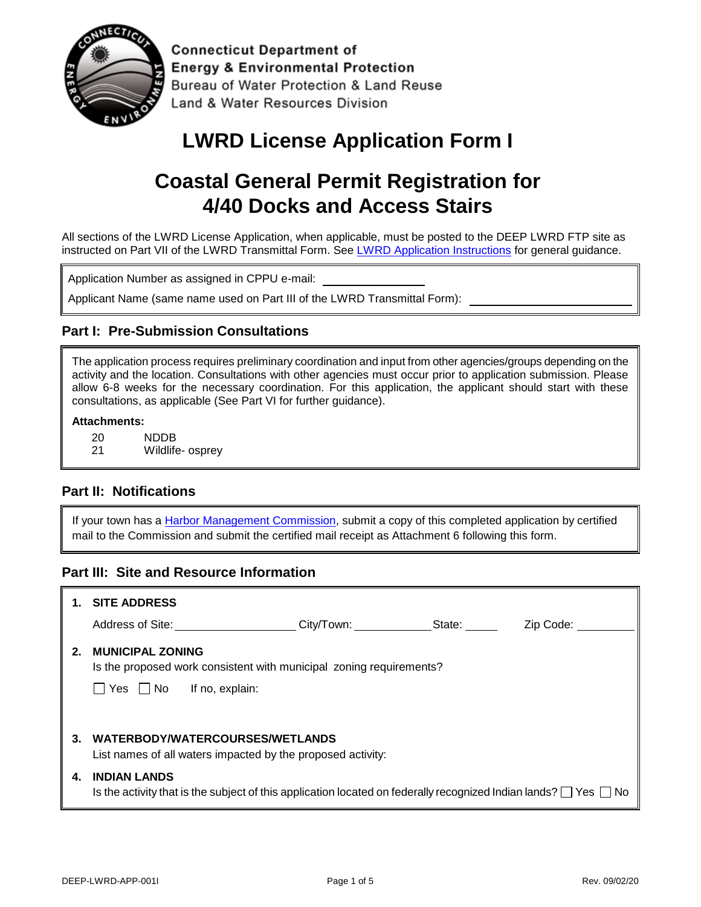Connecticut Department of
Energy & Environmental Protection
Bureau of Water Protection & Land Reuse
Land & Water Resources Division

# LWRD License Application Form I

# Coastal General Permit Registration for 4/40 Docks and Access Stairs

All sections of the LWRD License Application, when applicable, must be posted to the DEEP LWRD FTP site as instructed on Part VII of the LWRD Transmittal Form. See LWRD Application Instructions for general guidance.

Application Number as assigned in CPPU e-mail: ______________

Applicant Name (same name used on Part III of the LWRD Transmittal Form): ______________________

## Part I: Pre-Submission Consultations

The application process requires preliminary coordination and input from other agencies/groups depending on the activity and the location. Consultations with other agencies must occur prior to application submission. Please allow 6-8 weeks for the necessary coordination. For this application, the applicant should start with these consultations, as applicable (See Part VI for further guidance).

**Attachments:**

20 NDDB
21 Wildlife- osprey

## Part II: Notifications

If your town has a Harbor Management Commission, submit a copy of this completed application by certified mail to the Commission and submit the certified mail receipt as Attachment 6 following this form.

## Part III: Site and Resource Information

**1. SITE ADDRESS**

Address of Site: ________________ City/Town: ____________ State: _____ Zip Code: _________

**2. MUNICIPAL ZONING**

Is the proposed work consistent with municipal zoning requirements?

☐ Yes ☐ No If no, explain:

**3. WATERBODY/WATERCOURSES/WETLANDS**

List names of all waters impacted by the proposed activity:

**4. INDIAN LANDS**

Is the activity that is the subject of this application located on federally recognized Indian lands? ☐ Yes ☐ No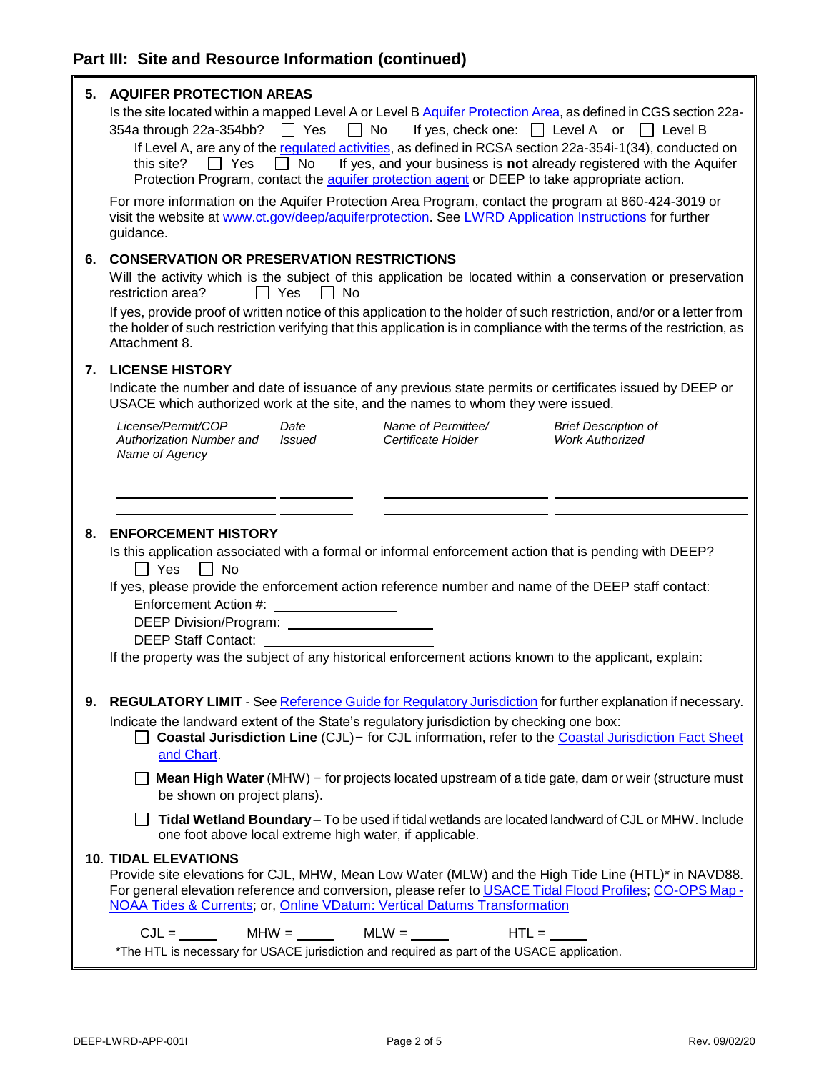## Part III: Site and Resource Information (continued)

**5. AQUIFER PROTECTION AREAS**

Is the site located within a mapped Level A or Level B Aquifer Protection Area, as defined in CGS section 22a-354a through 22a-354bb? ☐ Yes ☐ No If yes, check one: ☐ Level A or ☐ Level B

If Level A, are any of the regulated activities, as defined in RCSA section 22a-354i-1(34), conducted on this site? ☐ Yes ☐ No If yes, and your business is **not** already registered with the Aquifer Protection Program, contact the aquifer protection agent or DEEP to take appropriate action.

For more information on the Aquifer Protection Area Program, contact the program at 860-424-3019 or visit the website at www.ct.gov/deep/aquiferprotection. See LWRD Application Instructions for further guidance.

**6. CONSERVATION OR PRESERVATION RESTRICTIONS**

Will the activity which is the subject of this application be located within a conservation or preservation restriction area? ☐ Yes ☐ No

If yes, provide proof of written notice of this application to the holder of such restriction, and/or or a letter from the holder of such restriction verifying that this application is in compliance with the terms of the restriction, as Attachment 8.

**7. LICENSE HISTORY**

Indicate the number and date of issuance of any previous state permits or certificates issued by DEEP or USACE which authorized work at the site, and the names to whom they were issued.

| *License/Permit/COP Authorization Number and Name of Agency* | *Date Issued* | *Name of Permittee/ Certificate Holder* | *Brief Description of Work Authorized* |
|---|---|---|---|
| | | | |
| | | | |
| | | | |

**8. ENFORCEMENT HISTORY**

Is this application associated with a formal or informal enforcement action that is pending with DEEP?
☐ Yes ☐ No

If yes, please provide the enforcement action reference number and name of the DEEP staff contact:

Enforcement Action #: ____________

DEEP Division/Program: ____________

DEEP Staff Contact: ____________

If the property was the subject of any historical enforcement actions known to the applicant, explain:

**9. REGULATORY LIMIT** - See Reference Guide for Regulatory Jurisdiction for further explanation if necessary.

Indicate the landward extent of the State's regulatory jurisdiction by checking one box:

☐ **Coastal Jurisdiction Line** (CJL)− for CJL information, refer to the Coastal Jurisdiction Fact Sheet and Chart.

☐ **Mean High Water** (MHW) − for projects located upstream of a tide gate, dam or weir (structure must be shown on project plans).

☐ **Tidal Wetland Boundary** – To be used if tidal wetlands are located landward of CJL or MHW. Include one foot above local extreme high water, if applicable.

**10. TIDAL ELEVATIONS**

Provide site elevations for CJL, MHW, Mean Low Water (MLW) and the High Tide Line (HTL)* in NAVD88. For general elevation reference and conversion, please refer to USACE Tidal Flood Profiles; CO-OPS Map - NOAA Tides & Currents; or, Online VDatum: Vertical Datums Transformation

CJL = ______ MHW = ______ MLW = ______ HTL = ______

*The HTL is necessary for USACE jurisdiction and required as part of the USACE application.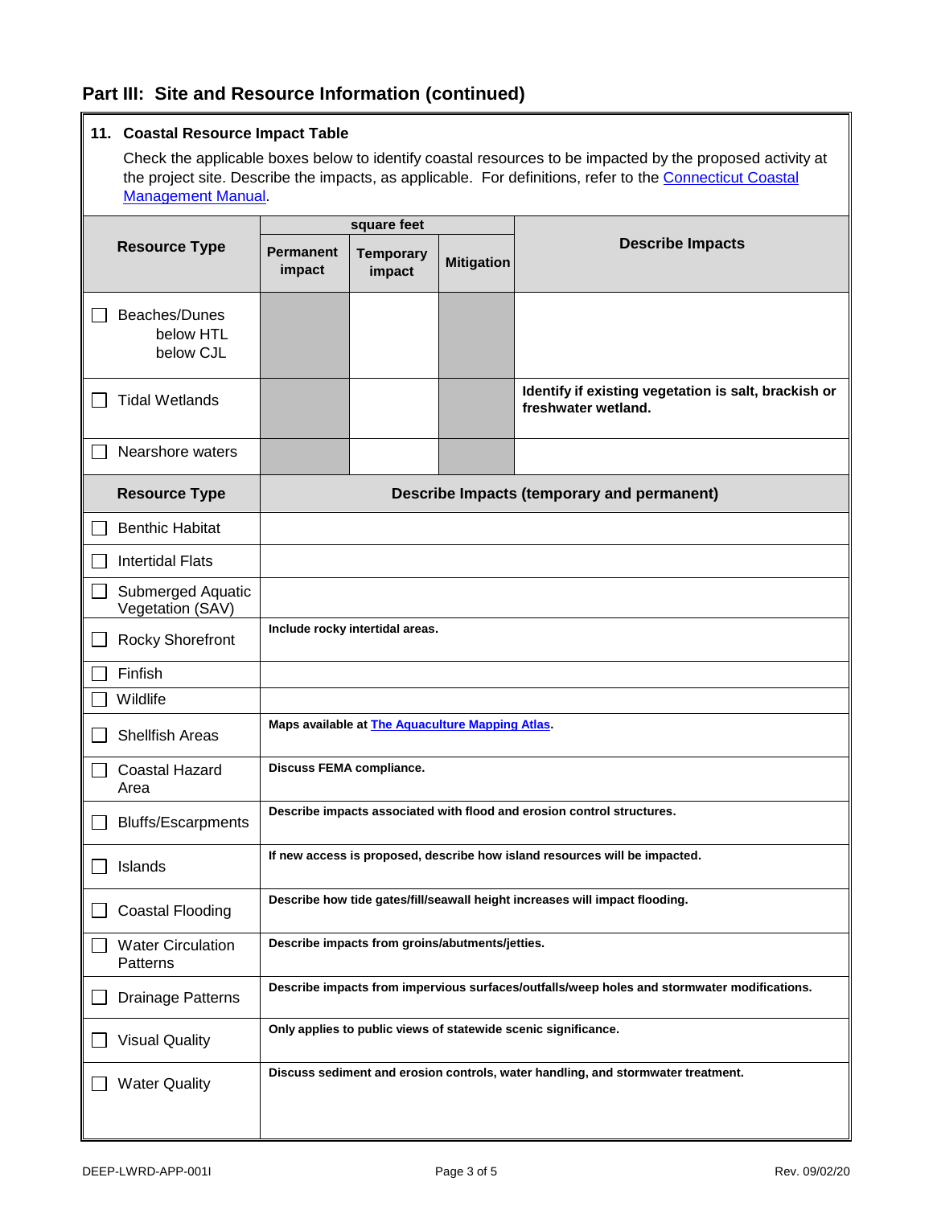## Part III: Site and Resource Information (continued)

**11. Coastal Resource Impact Table**

Check the applicable boxes below to identify coastal resources to be impacted by the proposed activity at the project site. Describe the impacts, as applicable. For definitions, refer to the Connecticut Coastal Management Manual.

| Resource Type | square feet | | | Describe Impacts |
|---|---|---|---|---|
| | Permanent impact | Temporary impact | Mitigation | |
| ☐ Beaches/Dunes below HTL below CJL | | | | |
| ☐ Tidal Wetlands | | | | **Identify if existing vegetation is salt, brackish or freshwater wetland.** |
| ☐ Nearshore waters | | | | |

| Resource Type | Describe Impacts (temporary and permanent) |
|---|---|
| ☐ Benthic Habitat | |
| ☐ Intertidal Flats | |
| ☐ Submerged Aquatic Vegetation (SAV) | |
| ☐ Rocky Shorefront | **Include rocky intertidal areas.** |
| ☐ Finfish | |
| ☐ Wildlife | |
| ☐ Shellfish Areas | **Maps available at The Aquaculture Mapping Atlas.** |
| ☐ Coastal Hazard Area | **Discuss FEMA compliance.** |
| ☐ Bluffs/Escarpments | **Describe impacts associated with flood and erosion control structures.** |
| ☐ Islands | **If new access is proposed, describe how island resources will be impacted.** |
| ☐ Coastal Flooding | **Describe how tide gates/fill/seawall height increases will impact flooding.** |
| ☐ Water Circulation Patterns | **Describe impacts from groins/abutments/jetties.** |
| ☐ Drainage Patterns | **Describe impacts from impervious surfaces/outfalls/weep holes and stormwater modifications.** |
| ☐ Visual Quality | **Only applies to public views of statewide scenic significance.** |
| ☐ Water Quality | **Discuss sediment and erosion controls, water handling, and stormwater treatment.** |

DEEP-LWRD-APP-001I Rev. 09/02/20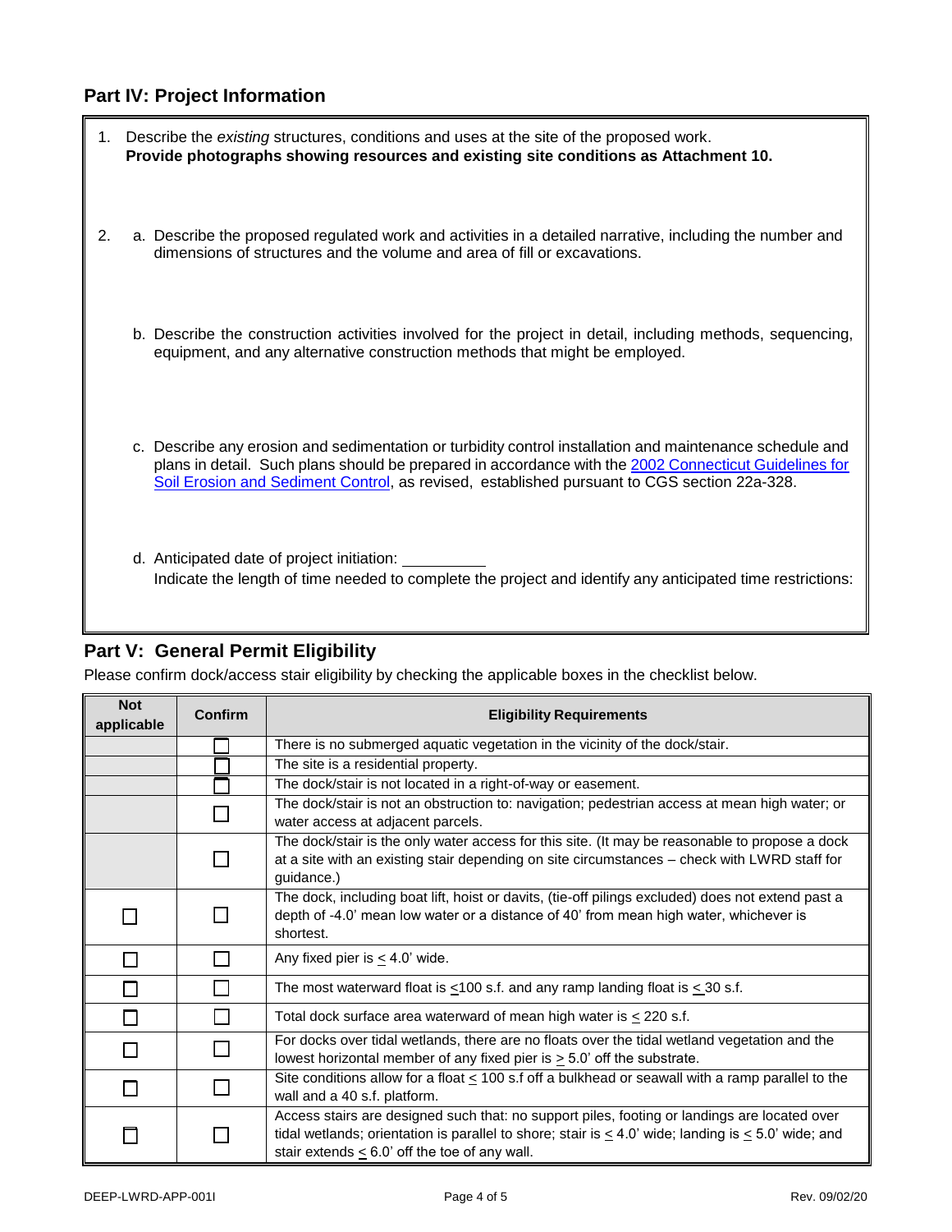## Part IV: Project Information

1. Describe the *existing* structures, conditions and uses at the site of the proposed work.
   **Provide photographs showing resources and existing site conditions as Attachment 10.**

2. a. Describe the proposed regulated work and activities in a detailed narrative, including the number and dimensions of structures and the volume and area of fill or excavations.

   b. Describe the construction activities involved for the project in detail, including methods, sequencing, equipment, and any alternative construction methods that might be employed.

   c. Describe any erosion and sedimentation or turbidity control installation and maintenance schedule and plans in detail. Such plans should be prepared in accordance with the [2002 Connecticut Guidelines for Soil Erosion and Sediment Control](), as revised, established pursuant to CGS section 22a-328.

   d. Anticipated date of project initiation: ___________
   Indicate the length of time needed to complete the project and identify any anticipated time restrictions:

## Part V: General Permit Eligibility

Please confirm dock/access stair eligibility by checking the applicable boxes in the checklist below.

| Not applicable | Confirm | Eligibility Requirements |
|---|---|---|
| | ☐ | There is no submerged aquatic vegetation in the vicinity of the dock/stair. |
| | ☐ | The site is a residential property. |
| | ☐ | The dock/stair is not located in a right-of-way or easement. |
| | ☐ | The dock/stair is not an obstruction to: navigation; pedestrian access at mean high water; or water access at adjacent parcels. |
| | ☐ | The dock/stair is the only water access for this site. (It may be reasonable to propose a dock at a site with an existing stair depending on site circumstances – check with LWRD staff for guidance.) |
| ☐ | ☐ | The dock, including boat lift, hoist or davits, (tie-off pilings excluded) does not extend past a depth of -4.0' mean low water or a distance of 40' from mean high water, whichever is shortest. |
| ☐ | ☐ | Any fixed pier is ≤ 4.0' wide. |
| ☐ | ☐ | The most waterward float is ≤100 s.f. and any ramp landing float is ≤ 30 s.f. |
| ☐ | ☐ | Total dock surface area waterward of mean high water is ≤ 220 s.f. |
| ☐ | ☐ | For docks over tidal wetlands, there are no floats over the tidal wetland vegetation and the lowest horizontal member of any fixed pier is ≥ 5.0' off the substrate. |
| ☐ | ☐ | Site conditions allow for a float ≤ 100 s.f off a bulkhead or seawall with a ramp parallel to the wall and a 40 s.f. platform. |
| ☐ | ☐ | Access stairs are designed such that: no support piles, footing or landings are located over tidal wetlands; orientation is parallel to shore; stair is ≤ 4.0' wide; landing is ≤ 5.0' wide; and stair extends ≤ 6.0' off the toe of any wall. |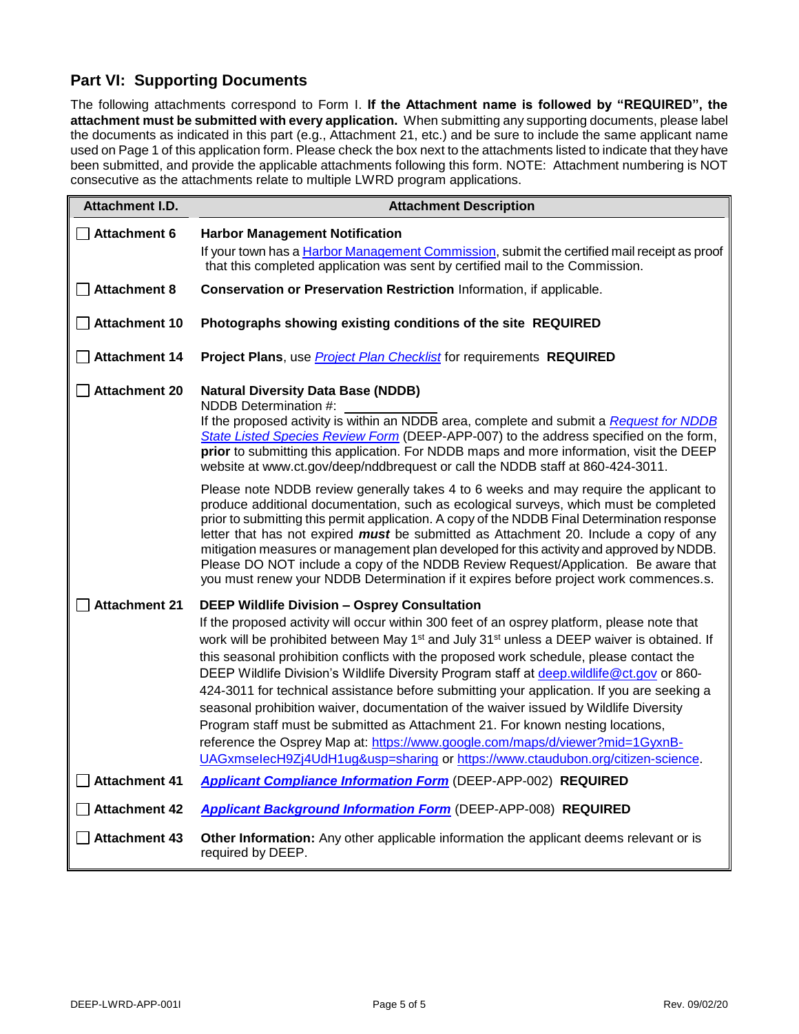## Part VI: Supporting Documents

The following attachments correspond to Form I. **If the Attachment name is followed by "REQUIRED", the attachment must be submitted with every application.** When submitting any supporting documents, please label the documents as indicated in this part (e.g., Attachment 21, etc.) and be sure to include the same applicant name used on Page 1 of this application form. Please check the box next to the attachments listed to indicate that they have been submitted, and provide the applicable attachments following this form. NOTE: Attachment numbering is NOT consecutive as the attachments relate to multiple LWRD program applications.

| Attachment I.D. | Attachment Description |
|---|---|
| ☐ **Attachment 6** | **Harbor Management Notification**<br>If your town has a Harbor Management Commission, submit the certified mail receipt as proof that this completed application was sent by certified mail to the Commission. |
| ☐ **Attachment 8** | **Conservation or Preservation Restriction** Information, if applicable. |
| ☐ **Attachment 10** | **Photographs showing existing conditions of the site REQUIRED** |
| ☐ **Attachment 14** | **Project Plans**, use *Project Plan Checklist* for requirements **REQUIRED** |
| ☐ **Attachment 20** | **Natural Diversity Data Base (NDDB)**<br>NDDB Determination #: ____________<br>If the proposed activity is within an NDDB area, complete and submit a *Request for NDDB State Listed Species Review Form* (DEEP-APP-007) to the address specified on the form, **prior** to submitting this application. For NDDB maps and more information, visit the DEEP website at www.ct.gov/deep/nddbrequest or call the NDDB staff at 860-424-3011.<br><br>Please note NDDB review generally takes 4 to 6 weeks and may require the applicant to produce additional documentation, such as ecological surveys, which must be completed prior to submitting this permit application. A copy of the NDDB Final Determination response letter that has not expired ***must*** be submitted as Attachment 20. Include a copy of any mitigation measures or management plan developed for this activity and approved by NDDB. Please DO NOT include a copy of the NDDB Review Request/Application. Be aware that you must renew your NDDB Determination if it expires before project work commences.s. |
| ☐ **Attachment 21** | **DEEP Wildlife Division – Osprey Consultation**<br>If the proposed activity will occur within 300 feet of an osprey platform, please note that work will be prohibited between May 1st and July 31st unless a DEEP waiver is obtained. If this seasonal prohibition conflicts with the proposed work schedule, please contact the DEEP Wildlife Division's Wildlife Diversity Program staff at deep.wildlife@ct.gov or 860-424-3011 for technical assistance before submitting your application. If you are seeking a seasonal prohibition waiver, documentation of the waiver issued by Wildlife Diversity Program staff must be submitted as Attachment 21. For known nesting locations, reference the Osprey Map at: https://www.google.com/maps/d/viewer?mid=1GyxnB-UAGxmseIecH9Zj4UdH1ug&usp=sharing or https://www.ctaudubon.org/citizen-science. |
| ☐ **Attachment 41** | ***Applicant Compliance Information Form*** (DEEP-APP-002) **REQUIRED** |
| ☐ **Attachment 42** | ***Applicant Background Information Form*** (DEEP-APP-008) **REQUIRED** |
| ☐ **Attachment 43** | **Other Information:** Any other applicable information the applicant deems relevant or is required by DEEP. |